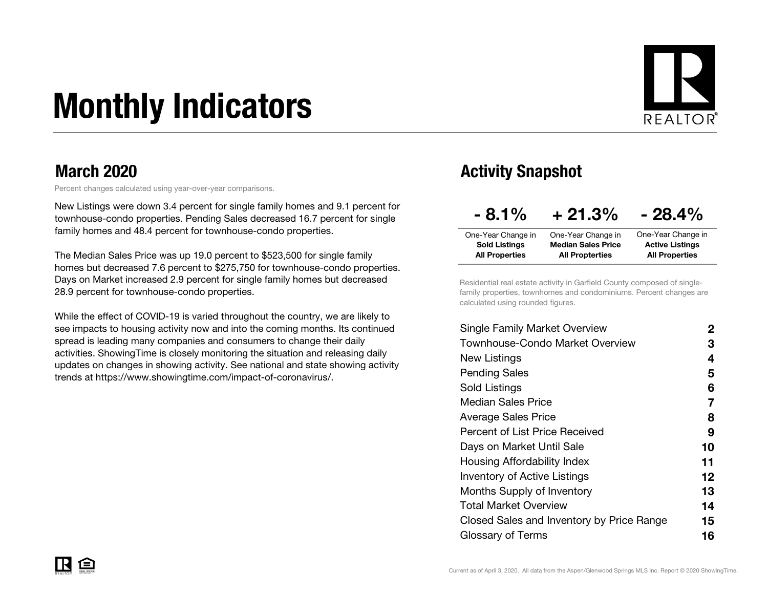# Monthly Indicators

## March 2020

Percent changes calculated using year-over-year comparisons.

New Listings were down 3.4 percent for single family homes and 9.1 percent for townhouse-condo properties. Pending Sales decreased 16.7 percent for single family homes and 48.4 percent for townhouse-condo properties.

The Median Sales Price was up 19.0 percent to $523,500 for single family homes but decreased 7.6 percent to $275,750 for townhouse-condo properties. Days on Market increased 2.9 percent for single family homes but decreased 28.9 percent for townhouse-condo properties.

While the effect of COVID-19 is varied throughout the country, we are likely to see impacts to housing activity now and into the coming months. Its continued spread is leading many companies and consumers to change their daily activities. ShowingTime is closely monitoring the situation and releasing daily updates on changes in showing activity. See national and state showing activity trends at https://www.showingtime.com/impact-of-coronavirus/.

## Activity Snapshot

| - 8.1% | + 21.3% | - 28.4% |
|---|---|---|
| One-Year Change in **Sold Listings All Properties** | One-Year Change in **Median Sales Price All Properties** | One-Year Change in **Active Listings All Properties** |

Residential real estate activity in Garfield County composed of single-family properties, townhomes and condominiums. Percent changes are calculated using rounded figures.

| | |
|---|---|
| Single Family Market Overview | 2 |
| Townhouse-Condo Market Overview | 3 |
| New Listings | 4 |
| Pending Sales | 5 |
| Sold Listings | 6 |
| Median Sales Price | 7 |
| Average Sales Price | 8 |
| Percent of List Price Received | 9 |
| Days on Market Until Sale | 10 |
| Housing Affordability Index | 11 |
| Inventory of Active Listings | 12 |
| Months Supply of Inventory | 13 |
| Total Market Overview | 14 |
| Closed Sales and Inventory by Price Range | 15 |
| Glossary of Terms | 16 |

Current as of April 3, 2020. All data from the Aspen/Glenwood Springs MLS Inc. Report © 2020 ShowingTime.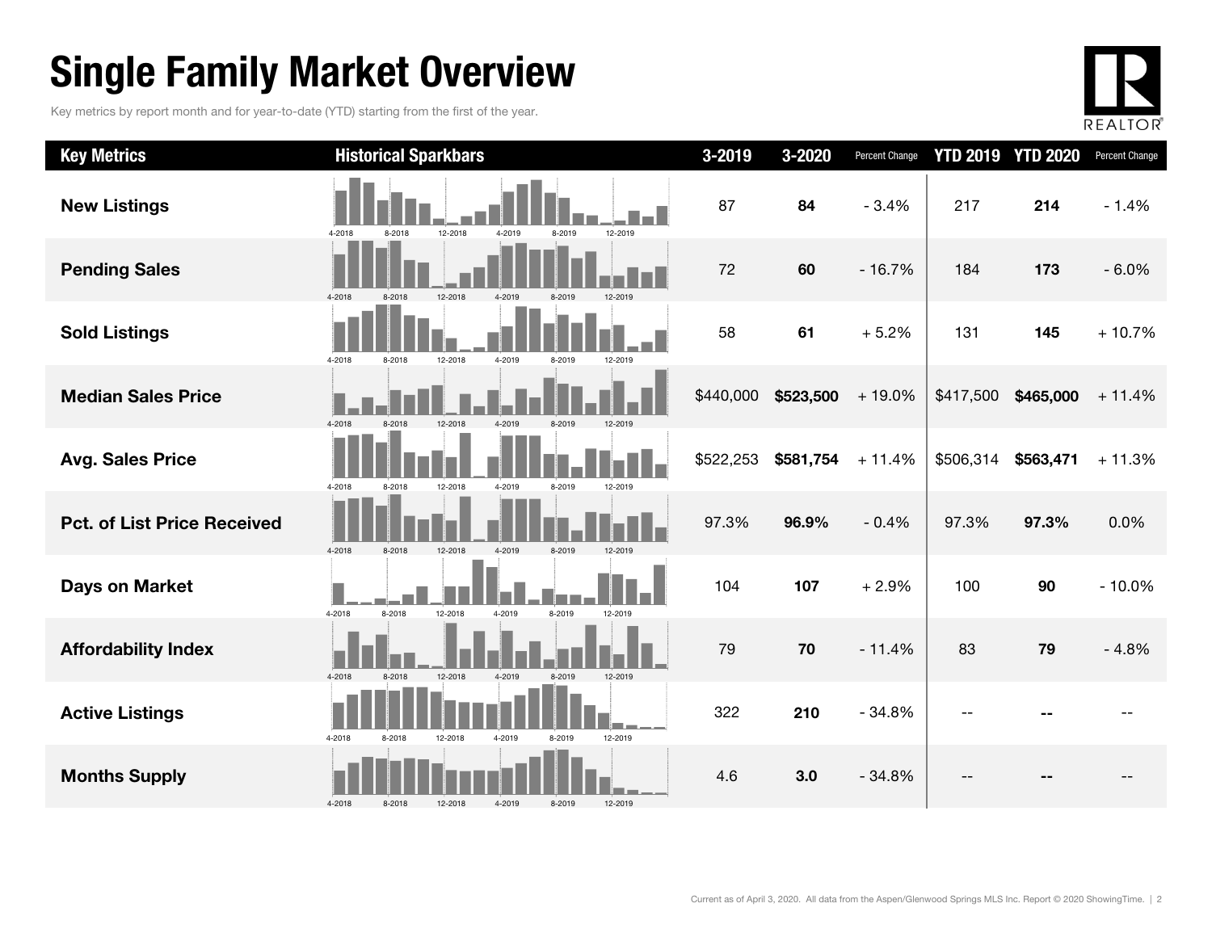# Single Family Market Overview

Key metrics by report month and for year-to-date (YTD) starting from the first of the year.

| Key Metrics | Historical Sparkbars | 3-2019 | 3-2020 | Percent Change | YTD 2019 | YTD 2020 | Percent Change |
|---|---|---|---|---|---|---|---|
| **New Listings** | 4-2018 8-2018 12-2018 4-2019 8-2019 12-2019 | 87 | **84** | - 3.4% | 217 | **214** | - 1.4% |
| **Pending Sales** | 4-2018 8-2018 12-2018 4-2019 8-2019 12-2019 | 72 | **60** | - 16.7% | 184 | **173** | - 6.0% |
| **Sold Listings** | 4-2018 8-2018 12-2018 4-2019 8-2019 12-2019 | 58 | **61** | + 5.2% | 131 | **145** | + 10.7% |
| **Median Sales Price** | 4-2018 8-2018 12-2018 4-2019 8-2019 12-2019 | $440,000 | **$523,500** | + 19.0% | $417,500 | **$465,000** | + 11.4% |
| **Avg. Sales Price** | 4-2018 8-2018 12-2018 4-2019 8-2019 12-2019 | $522,253 | **$581,754** | + 11.4% | $506,314 | **$563,471** | + 11.3% |
| **Pct. of List Price Received** | 4-2018 8-2018 12-2018 4-2019 8-2019 12-2019 | 97.3% | **96.9%** | - 0.4% | 97.3% | **97.3%** | 0.0% |
| **Days on Market** | 4-2018 8-2018 12-2018 4-2019 8-2019 12-2019 | 104 | **107** | + 2.9% | 100 | **90** | - 10.0% |
| **Affordability Index** | 4-2018 8-2018 12-2018 4-2019 8-2019 12-2019 | 79 | **70** | - 11.4% | 83 | **79** | - 4.8% |
| **Active Listings** | 4-2018 8-2018 12-2018 4-2019 8-2019 12-2019 | 322 | **210** | - 34.8% | -- | **--** | -- |
| **Months Supply** | 4-2018 8-2018 12-2018 4-2019 8-2019 12-2019 | 4.6 | **3.0** | - 34.8% | -- | **--** | -- |

Current as of April 3, 2020. All data from the Aspen/Glenwood Springs MLS Inc. Report © 2020 ShowingTime.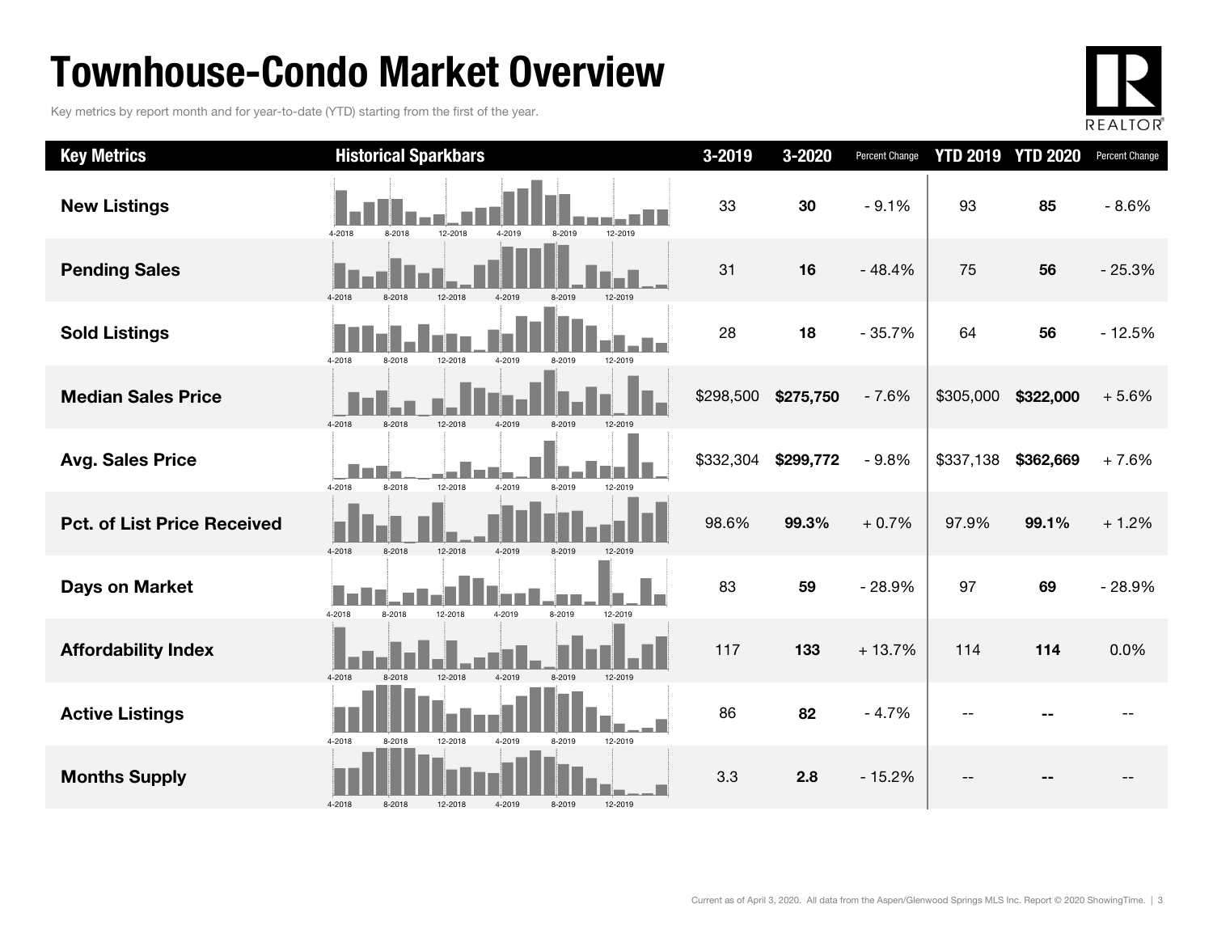# Townhouse-Condo Market Overview

Key metrics by report month and for year-to-date (YTD) starting from the first of the year.

| Key Metrics | Historical Sparkbars | 3-2019 | 3-2020 | Percent Change | YTD 2019 | YTD 2020 | Percent Change |
|---|---|---|---|---|---|---|---|
| **New Listings** | 4-2018 8-2018 12-2018 4-2019 8-2019 12-2019 | 33 | **30** | - 9.1% | 93 | **85** | - 8.6% |
| **Pending Sales** | 4-2018 8-2018 12-2018 4-2019 8-2019 12-2019 | 31 | **16** | - 48.4% | 75 | **56** | - 25.3% |
| **Sold Listings** | 4-2018 8-2018 12-2018 4-2019 8-2019 12-2019 | 28 | **18** | - 35.7% | 64 | **56** | - 12.5% |
| **Median Sales Price** | 4-2018 8-2018 12-2018 4-2019 8-2019 12-2019 | $298,500 | **$275,750** | - 7.6% | $305,000 | **$322,000** | + 5.6% |
| **Avg. Sales Price** | 4-2018 8-2018 12-2018 4-2019 8-2019 12-2019 | $332,304 | **$299,772** | - 9.8% | $337,138 | **$362,669** | + 7.6% |
| **Pct. of List Price Received** | 4-2018 8-2018 12-2018 4-2019 8-2019 12-2019 | 98.6% | **99.3%** | + 0.7% | 97.9% | **99.1%** | + 1.2% |
| **Days on Market** | 4-2018 8-2018 12-2018 4-2019 8-2019 12-2019 | 83 | **59** | - 28.9% | 97 | **69** | - 28.9% |
| **Affordability Index** | 4-2018 8-2018 12-2018 4-2019 8-2019 12-2019 | 117 | **133** | + 13.7% | 114 | **114** | 0.0% |
| **Active Listings** | 4-2018 8-2018 12-2018 4-2019 8-2019 12-2019 | 86 | **82** | - 4.7% | -- | **--** | -- |
| **Months Supply** | 4-2018 8-2018 12-2018 4-2019 8-2019 12-2019 | 3.3 | **2.8** | - 15.2% | -- | **--** | -- |

Current as of April 3, 2020. All data from the Aspen/Glenwood Springs MLS Inc. Report © 2020 ShowingTime.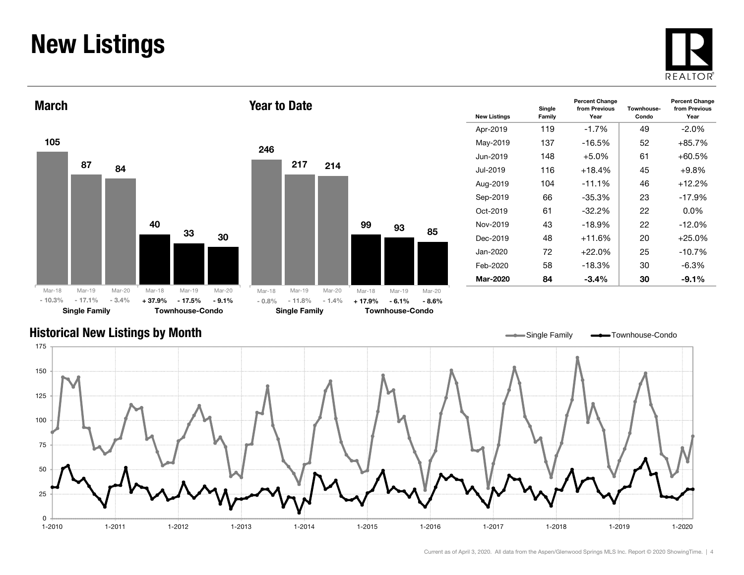# New Listings

## March

| | Mar-18 | Mar-19 | Mar-20 |
|---|---|---|---|
| Single Family | 105 | 87 | 84 |
| Percent Change | - 10.3% | - 17.1% | - 3.4% |
| Townhouse-Condo | 40 | 33 | 30 |
| Percent Change | + 37.9% | - 17.5% | - 9.1% |

## Year to Date

| | Mar-18 | Mar-19 | Mar-20 |
|---|---|---|---|
| Single Family | 246 | 217 | 214 |
| Percent Change | - 0.8% | - 11.8% | - 1.4% |
| Townhouse-Condo | 99 | 93 | 85 |
| Percent Change | + 17.9% | - 6.1% | - 8.6% |

| New Listings | Single Family | Percent Change from Previous Year | Townhouse-Condo | Percent Change from Previous Year |
|---|---|---|---|---|
| Apr-2019 | 119 | -1.7% | 49 | -2.0% |
| May-2019 | 137 | -16.5% | 52 | +85.7% |
| Jun-2019 | 148 | +5.0% | 61 | +60.5% |
| Jul-2019 | 116 | +18.4% | 45 | +9.8% |
| Aug-2019 | 104 | -11.1% | 46 | +12.2% |
| Sep-2019 | 66 | -35.3% | 23 | -17.9% |
| Oct-2019 | 61 | -32.2% | 22 | 0.0% |
| Nov-2019 | 43 | -18.9% | 22 | -12.0% |
| Dec-2019 | 48 | +11.6% | 20 | +25.0% |
| Jan-2020 | 72 | +22.0% | 25 | -10.7% |
| Feb-2020 | 58 | -18.3% | 30 | -6.3% |
| **Mar-2020** | **84** | **-3.4%** | **30** | **-9.1%** |

## Historical New Listings by Month

Single Family — Townhouse-Condo

Current as of April 3, 2020. All data from the Aspen/Glenwood Springs MLS Inc. Report © 2020 ShowingTime.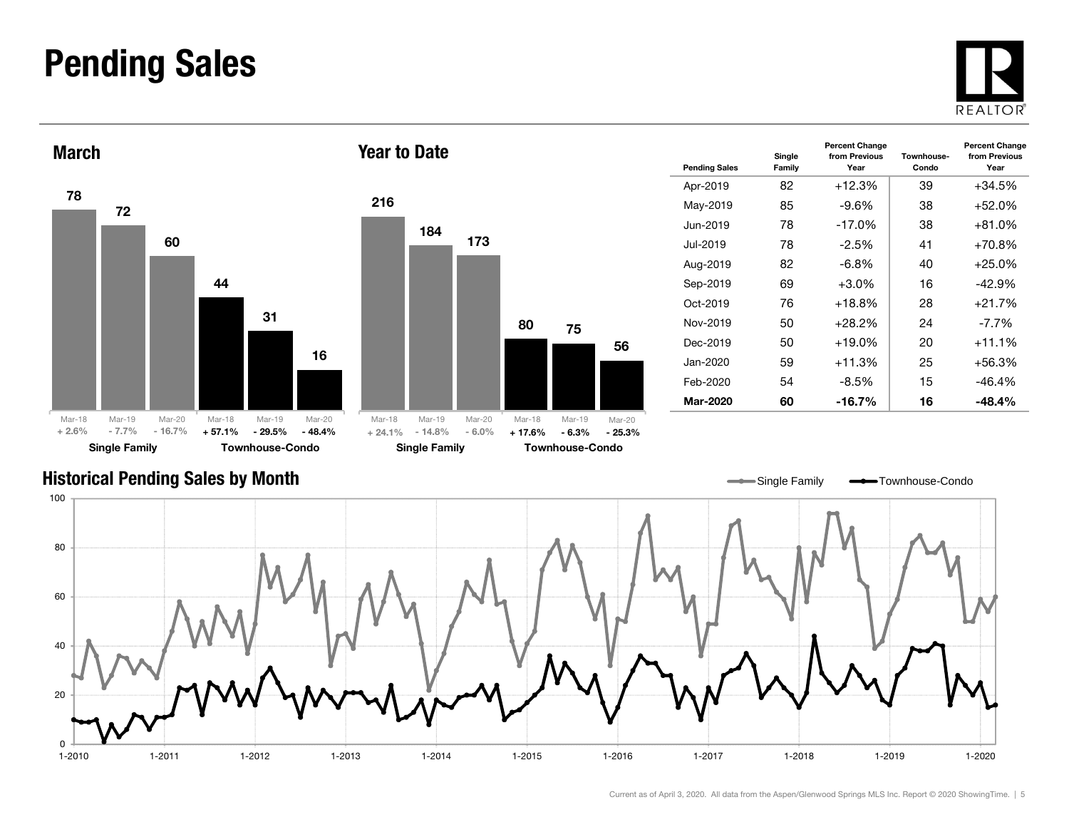# Pending Sales

## March

| | Mar-18 | Mar-19 | Mar-20 |
|---|---|---|---|
| Single Family | 78 | 72 | 60 |
| Percent Change | + 2.6% | - 7.7% | - 16.7% |
| Townhouse-Condo | 44 | 31 | 16 |
| Percent Change | + 57.1% | - 29.5% | - 48.4% |

## Year to Date

| | Mar-18 | Mar-19 | Mar-20 |
|---|---|---|---|
| Single Family | 216 | 184 | 173 |
| Percent Change | + 24.1% | - 14.8% | - 6.0% |
| Townhouse-Condo | 80 | 75 | 56 |
| Percent Change | + 17.6% | - 6.3% | - 25.3% |

| Pending Sales | Single Family | Percent Change from Previous Year | Townhouse-Condo | Percent Change from Previous Year |
|---|---|---|---|---|
| Apr-2019 | 82 | +12.3% | 39 | +34.5% |
| May-2019 | 85 | -9.6% | 38 | +52.0% |
| Jun-2019 | 78 | -17.0% | 38 | +81.0% |
| Jul-2019 | 78 | -2.5% | 41 | +70.8% |
| Aug-2019 | 82 | -6.8% | 40 | +25.0% |
| Sep-2019 | 69 | +3.0% | 16 | -42.9% |
| Oct-2019 | 76 | +18.8% | 28 | +21.7% |
| Nov-2019 | 50 | +28.2% | 24 | -7.7% |
| Dec-2019 | 50 | +19.0% | 20 | +11.1% |
| Jan-2020 | 59 | +11.3% | 25 | +56.3% |
| Feb-2020 | 54 | -8.5% | 15 | -46.4% |
| **Mar-2020** | **60** | **-16.7%** | **16** | **-48.4%** |

## Historical Pending Sales by Month

Single Family — Townhouse-Condo

Current as of April 3, 2020. All data from the Aspen/Glenwood Springs MLS Inc. Report © 2020 ShowingTime.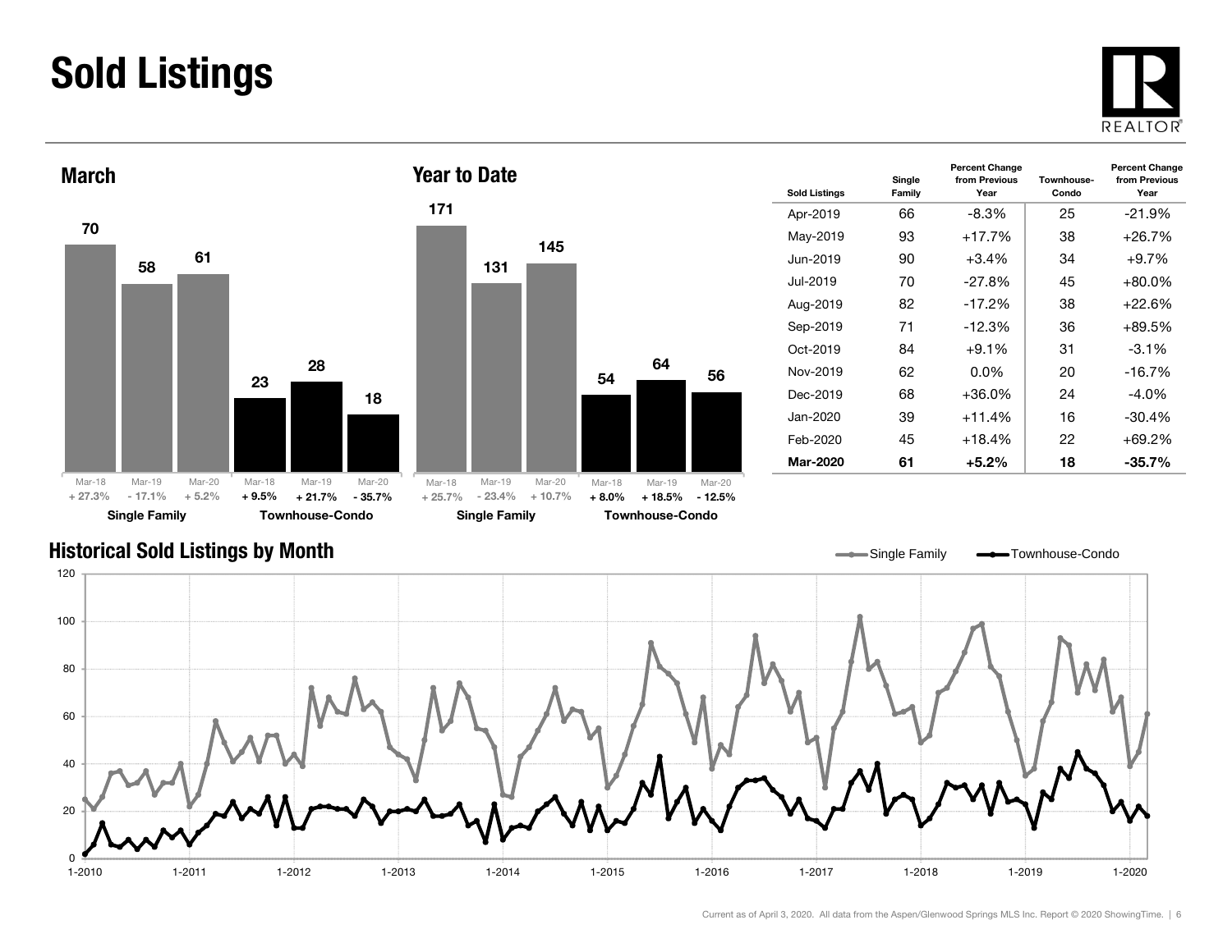# Sold Listings

## March

| | Mar-18 | Mar-19 | Mar-20 |
|---|---|---|---|
| Single Family | 70 | 58 | 61 |
| | + 27.3% | - 17.1% | + 5.2% |
| Townhouse-Condo | 23 | 28 | 18 |
| | + 9.5% | + 21.7% | - 35.7% |

## Year to Date

| | Mar-18 | Mar-19 | Mar-20 |
|---|---|---|---|
| Single Family | 171 | 131 | 145 |
| | + 25.7% | - 23.4% | + 10.7% |
| Townhouse-Condo | 54 | 64 | 56 |
| | + 8.0% | + 18.5% | - 12.5% |

| Sold Listings | Single Family | Percent Change from Previous Year | Townhouse-Condo | Percent Change from Previous Year |
|---|---|---|---|---|
| Apr-2019 | 66 | -8.3% | 25 | -21.9% |
| May-2019 | 93 | +17.7% | 38 | +26.7% |
| Jun-2019 | 90 | +3.4% | 34 | +9.7% |
| Jul-2019 | 70 | -27.8% | 45 | +80.0% |
| Aug-2019 | 82 | -17.2% | 38 | +22.6% |
| Sep-2019 | 71 | -12.3% | 36 | +89.5% |
| Oct-2019 | 84 | +9.1% | 31 | -3.1% |
| Nov-2019 | 62 | 0.0% | 20 | -16.7% |
| Dec-2019 | 68 | +36.0% | 24 | -4.0% |
| Jan-2020 | 39 | +11.4% | 16 | -30.4% |
| Feb-2020 | 45 | +18.4% | 22 | +69.2% |
| **Mar-2020** | **61** | **+5.2%** | **18** | **-35.7%** |

## Historical Sold Listings by Month

Current as of April 3, 2020. All data from the Aspen/Glenwood Springs MLS Inc. Report © 2020 ShowingTime.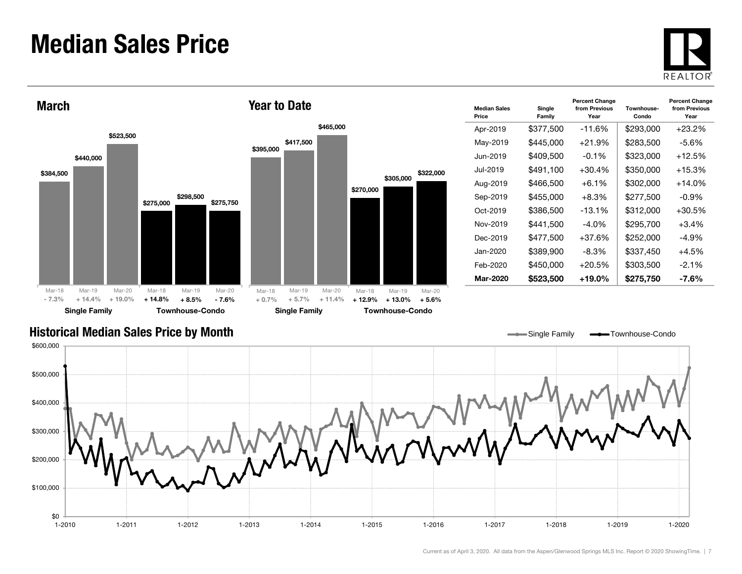# Median Sales Price

## March

| | Mar-18 | Mar-19 | Mar-20 |
|---|---|---|---|
| Single Family | $384,500 | $440,000 | $523,500 |
| | - 7.3% | + 14.4% | + 19.0% |
| Townhouse-Condo | $275,000 | $298,500 | $275,750 |
| | + 14.8% | + 8.5% | - 7.6% |

## Year to Date

| | Mar-18 | Mar-19 | Mar-20 |
|---|---|---|---|
| Single Family | $395,000 | $417,500 | $465,000 |
| | + 0.7% | + 5.7% | + 11.4% |
| Townhouse-Condo | $270,000 | $305,000 | $322,000 |
| | + 12.9% | + 13.0% | + 5.6% |

| Median Sales Price | Single Family | Percent Change from Previous Year | Townhouse-Condo | Percent Change from Previous Year |
|---|---|---|---|---|
| Apr-2019 | $377,500 | -11.6% | $293,000 | +23.2% |
| May-2019 | $445,000 | +21.9% | $283,500 | -5.6% |
| Jun-2019 | $409,500 | -0.1% | $323,000 | +12.5% |
| Jul-2019 | $491,100 | +30.4% | $350,000 | +15.3% |
| Aug-2019 | $466,500 | +6.1% | $302,000 | +14.0% |
| Sep-2019 | $455,000 | +8.3% | $277,500 | -0.9% |
| Oct-2019 | $386,500 | -13.1% | $312,000 | +30.5% |
| Nov-2019 | $441,500 | -4.0% | $295,700 | +3.4% |
| Dec-2019 | $477,500 | +37.6% | $252,000 | -4.9% |
| Jan-2020 | $389,900 | -8.3% | $337,450 | +4.5% |
| Feb-2020 | $450,000 | +20.5% | $303,500 | -2.1% |
| **Mar-2020** | **$523,500** | **+19.0%** | **$275,750** | **-7.6%** |

## Historical Median Sales Price by Month

Single Family — Townhouse-Condo

Current as of April 3, 2020. All data from the Aspen/Glenwood Springs MLS Inc. Report © 2020 ShowingTime.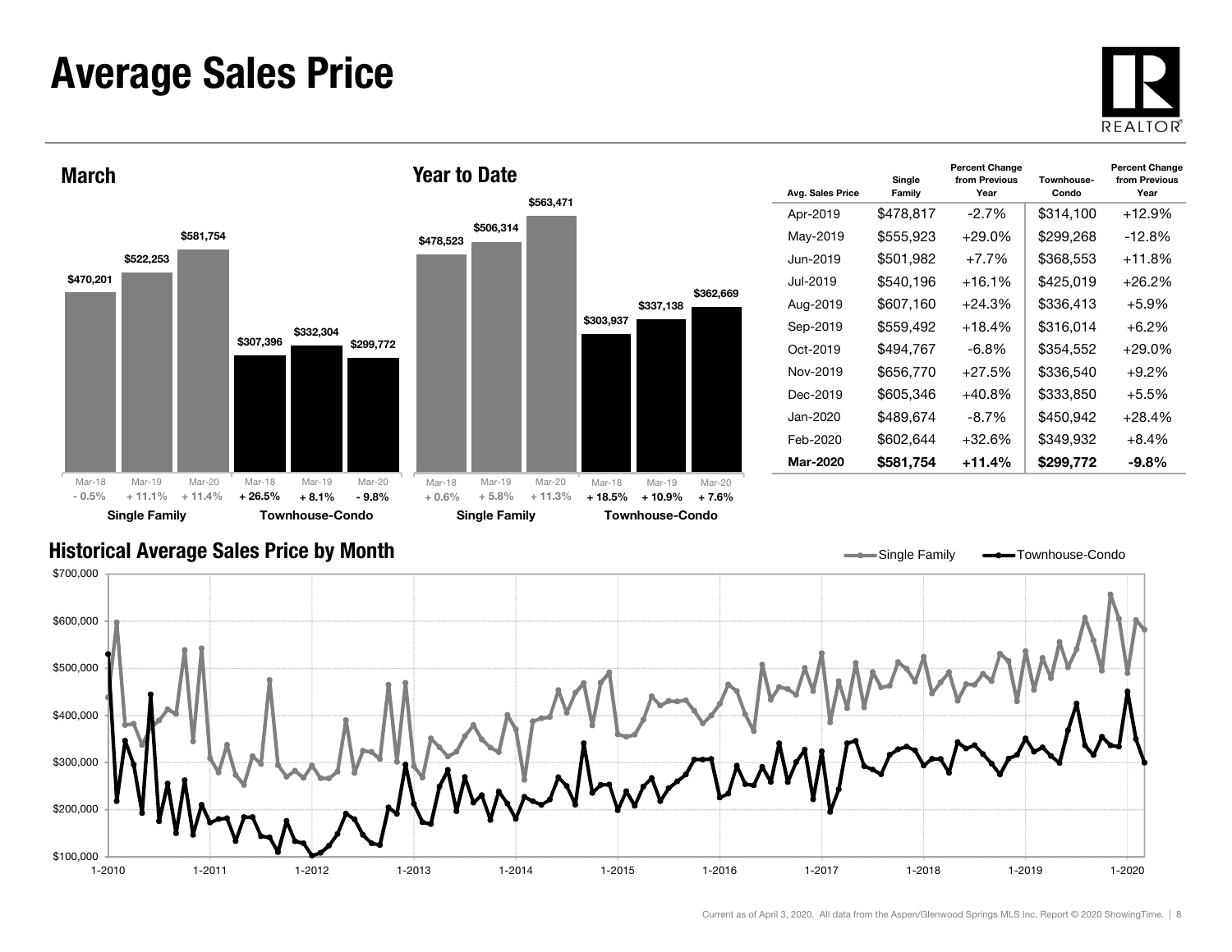# Average Sales Price

## March

| | Mar-18 | Mar-19 | Mar-20 |
|---|---|---|---|
| Single Family | $470,201 | $522,253 | $581,754 |
| Percent Change | - 0.5% | + 11.1% | + 11.4% |
| Townhouse-Condo | $307,396 | $332,304 | $299,772 |
| Percent Change | + 26.5% | + 8.1% | - 9.8% |

## Year to Date

| | Mar-18 | Mar-19 | Mar-20 |
|---|---|---|---|
| Single Family | $478,523 | $506,314 | $563,471 |
| Percent Change | + 0.6% | + 5.8% | + 11.3% |
| Townhouse-Condo | $303,937 | $337,138 | $362,669 |
| Percent Change | + 18.5% | + 10.9% | + 7.6% |

| Avg. Sales Price | Single Family | Percent Change from Previous Year | Townhouse-Condo | Percent Change from Previous Year |
|---|---|---|---|---|
| Apr-2019 | $478,817 | -2.7% | $314,100 | +12.9% |
| May-2019 | $555,923 | +29.0% | $299,268 | -12.8% |
| Jun-2019 | $501,982 | +7.7% | $368,553 | +11.8% |
| Jul-2019 | $540,196 | +16.1% | $425,019 | +26.2% |
| Aug-2019 | $607,160 | +24.3% | $336,413 | +5.9% |
| Sep-2019 | $559,492 | +18.4% | $316,014 | +6.2% |
| Oct-2019 | $494,767 | -6.8% | $354,552 | +29.0% |
| Nov-2019 | $656,770 | +27.5% | $336,540 | +9.2% |
| Dec-2019 | $605,346 | +40.8% | $333,850 | +5.5% |
| Jan-2020 | $489,674 | -8.7% | $450,942 | +28.4% |
| Feb-2020 | $602,644 | +32.6% | $349,932 | +8.4% |
| **Mar-2020** | **$581,754** | **+11.4%** | **$299,772** | **-9.8%** |

## Historical Average Sales Price by Month

Single Family — Townhouse-Condo

Current as of April 3, 2020. All data from the Aspen/Glenwood Springs MLS Inc. Report © 2020 ShowingTime.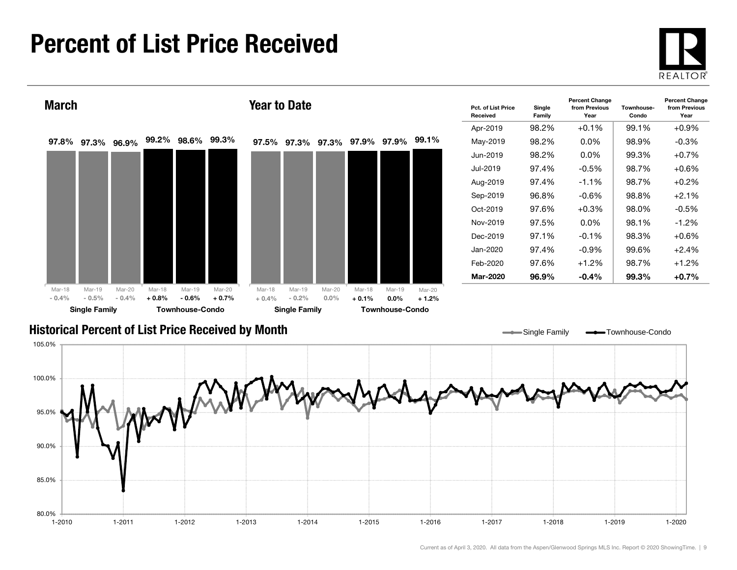# Percent of List Price Received

## March

| | Mar-18 | Mar-19 | Mar-20 |
|---|---|---|---|
| Single Family | 97.8% | 97.3% | 96.9% |
| Change | - 0.4% | - 0.5% | - 0.4% |
| Townhouse-Condo | 99.2% | 98.6% | 99.3% |
| Change | + 0.8% | - 0.6% | + 0.7% |

## Year to Date

| | Mar-18 | Mar-19 | Mar-20 |
|---|---|---|---|
| Single Family | 97.5% | 97.3% | 97.3% |
| Change | + 0.4% | - 0.2% | 0.0% |
| Townhouse-Condo | 97.9% | 97.9% | 99.1% |
| Change | + 0.1% | 0.0% | + 1.2% |

| Pct. of List Price Received | Single Family | Percent Change from Previous Year | Townhouse-Condo | Percent Change from Previous Year |
|---|---|---|---|---|
| Apr-2019 | 98.2% | +0.1% | 99.1% | +0.9% |
| May-2019 | 98.2% | 0.0% | 98.9% | -0.3% |
| Jun-2019 | 98.2% | 0.0% | 99.3% | +0.7% |
| Jul-2019 | 97.4% | -0.5% | 98.7% | +0.6% |
| Aug-2019 | 97.4% | -1.1% | 98.7% | +0.2% |
| Sep-2019 | 96.8% | -0.6% | 98.8% | +2.1% |
| Oct-2019 | 97.6% | +0.3% | 98.0% | -0.5% |
| Nov-2019 | 97.5% | 0.0% | 98.1% | -1.2% |
| Dec-2019 | 97.1% | -0.1% | 98.3% | +0.6% |
| Jan-2020 | 97.4% | -0.9% | 99.6% | +2.4% |
| Feb-2020 | 97.6% | +1.2% | 98.7% | +1.2% |
| **Mar-2020** | **96.9%** | **-0.4%** | **99.3%** | **+0.7%** |

## Historical Percent of List Price Received by Month

Current as of April 3, 2020. All data from the Aspen/Glenwood Springs MLS Inc. Report © 2020 ShowingTime.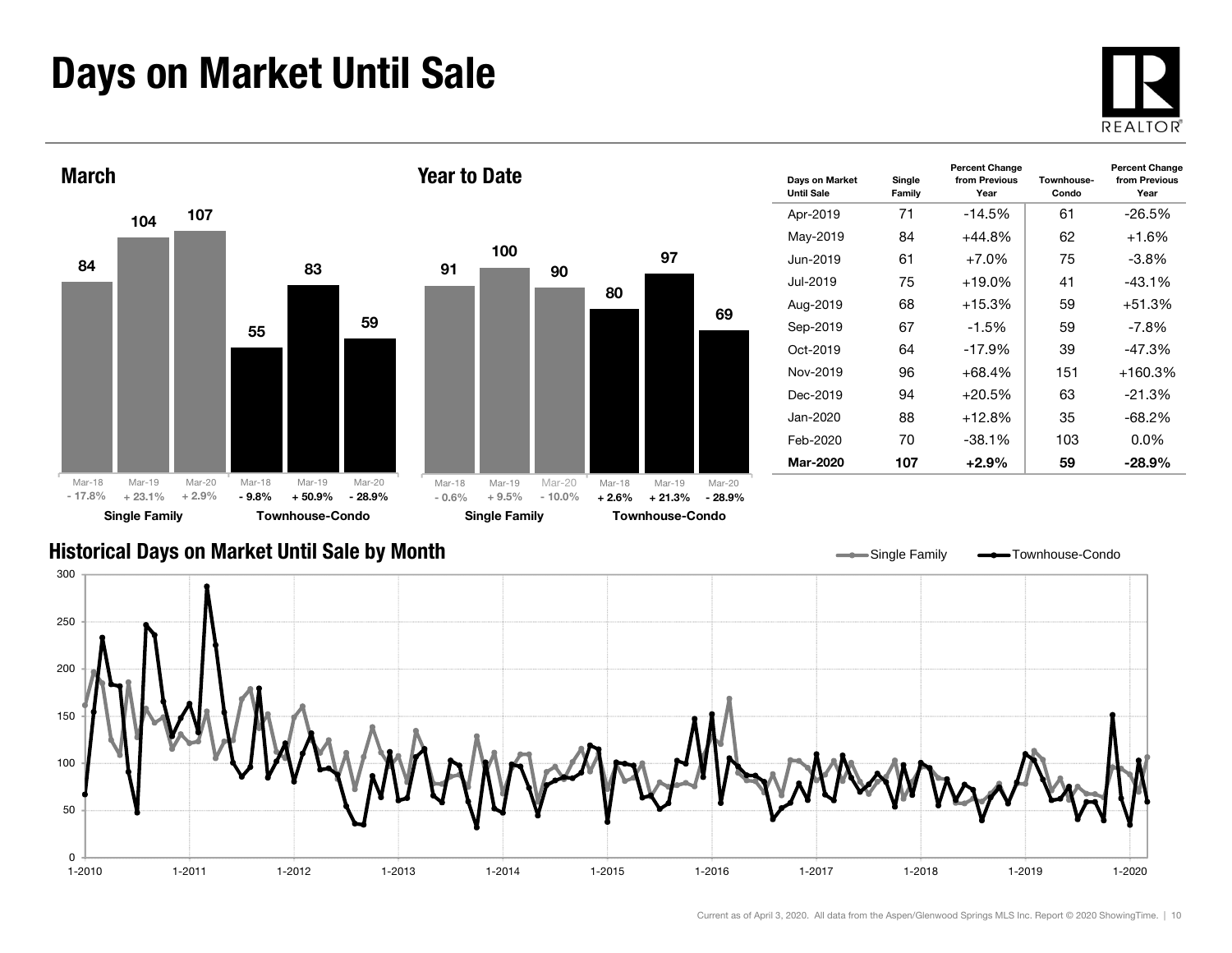# Days on Market Until Sale

## March

| | Mar-18 | Mar-19 | Mar-20 |
|---|---|---|---|
| Single Family | 84 | 104 | 107 |
| Percent Change | - 17.8% | + 23.1% | + 2.9% |
| Townhouse-Condo | 55 | 83 | 59 |
| Percent Change | - 9.8% | + 50.9% | - 28.9% |

## Year to Date

| | Mar-18 | Mar-19 | Mar-20 |
|---|---|---|---|
| Single Family | 91 | 100 | 90 |
| Percent Change | - 0.6% | + 9.5% | - 10.0% |
| Townhouse-Condo | 80 | 97 | 69 |
| Percent Change | + 2.6% | + 21.3% | - 28.9% |

| Days on Market Until Sale | Single Family | Percent Change from Previous Year | Townhouse-Condo | Percent Change from Previous Year |
|---|---|---|---|---|
| Apr-2019 | 71 | -14.5% | 61 | -26.5% |
| May-2019 | 84 | +44.8% | 62 | +1.6% |
| Jun-2019 | 61 | +7.0% | 75 | -3.8% |
| Jul-2019 | 75 | +19.0% | 41 | -43.1% |
| Aug-2019 | 68 | +15.3% | 59 | +51.3% |
| Sep-2019 | 67 | -1.5% | 59 | -7.8% |
| Oct-2019 | 64 | -17.9% | 39 | -47.3% |
| Nov-2019 | 96 | +68.4% | 151 | +160.3% |
| Dec-2019 | 94 | +20.5% | 63 | -21.3% |
| Jan-2020 | 88 | +12.8% | 35 | -68.2% |
| Feb-2020 | 70 | -38.1% | 103 | 0.0% |
| **Mar-2020** | **107** | **+2.9%** | **59** | **-28.9%** |

## Historical Days on Market Until Sale by Month

Current as of April 3, 2020. All data from the Aspen/Glenwood Springs MLS Inc. Report © 2020 ShowingTime.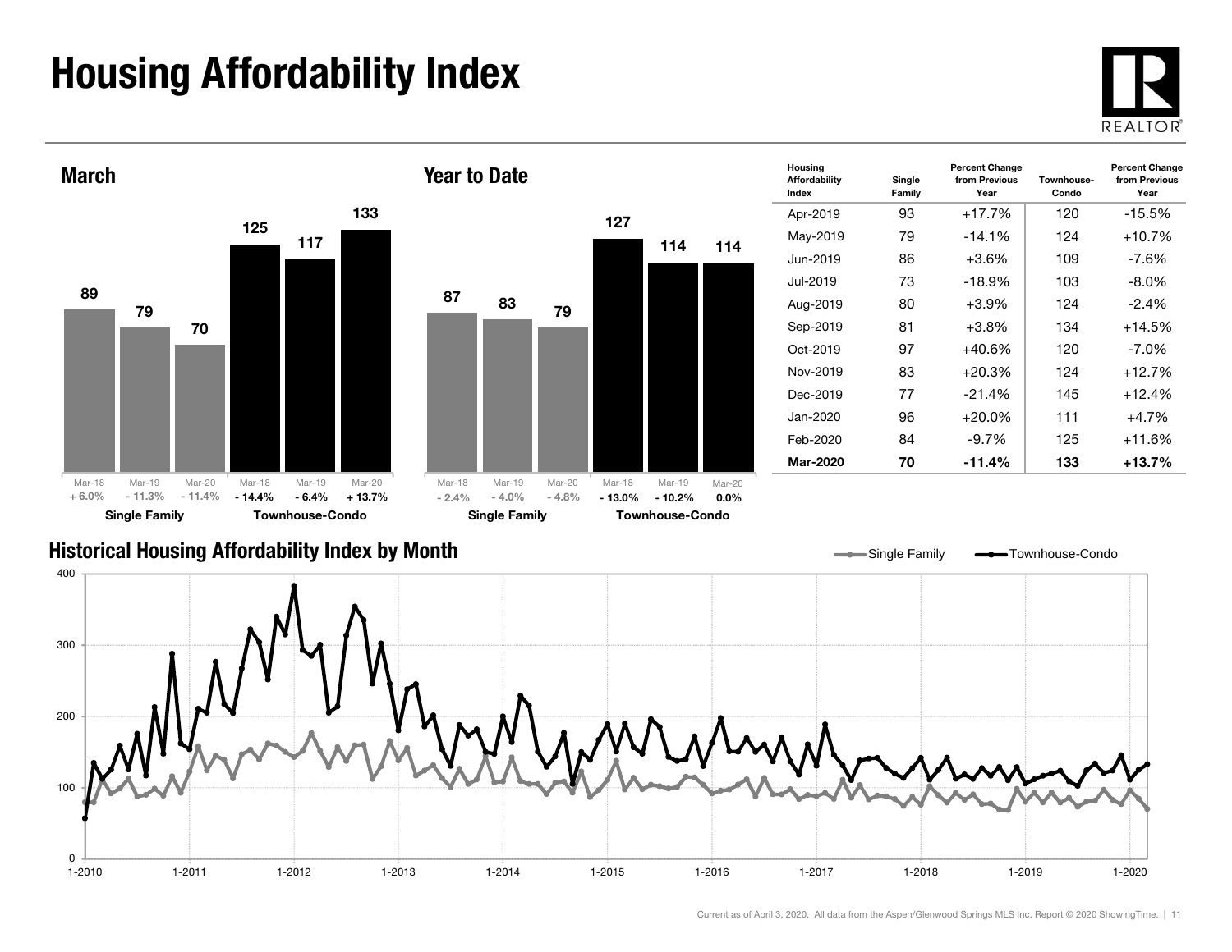# Housing Affordability Index

## March

| | Mar-18 | Mar-19 | Mar-20 |
|---|---|---|---|
| Single Family | 89 | 79 | 70 |
| Percent change | + 6.0% | - 11.3% | - 11.4% |
| Townhouse-Condo | 125 | 117 | 133 |
| Percent change | - 14.4% | - 6.4% | + 13.7% |

## Year to Date

| | Mar-18 | Mar-19 | Mar-20 |
|---|---|---|---|
| Single Family | 87 | 83 | 79 |
| Percent change | - 2.4% | - 4.0% | - 4.8% |
| Townhouse-Condo | 127 | 114 | 114 |
| Percent change | - 13.0% | - 10.2% | 0.0% |

| Housing Affordability Index | Single Family | Percent Change from Previous Year | Townhouse-Condo | Percent Change from Previous Year |
|---|---|---|---|---|
| Apr-2019 | 93 | +17.7% | 120 | -15.5% |
| May-2019 | 79 | -14.1% | 124 | +10.7% |
| Jun-2019 | 86 | +3.6% | 109 | -7.6% |
| Jul-2019 | 73 | -18.9% | 103 | -8.0% |
| Aug-2019 | 80 | +3.9% | 124 | -2.4% |
| Sep-2019 | 81 | +3.8% | 134 | +14.5% |
| Oct-2019 | 97 | +40.6% | 120 | -7.0% |
| Nov-2019 | 83 | +20.3% | 124 | +12.7% |
| Dec-2019 | 77 | -21.4% | 145 | +12.4% |
| Jan-2020 | 96 | +20.0% | 111 | +4.7% |
| Feb-2020 | 84 | -9.7% | 125 | +11.6% |
| **Mar-2020** | **70** | **-11.4%** | **133** | **+13.7%** |

## Historical Housing Affordability Index by Month

Current as of April 3, 2020. All data from the Aspen/Glenwood Springs MLS Inc. Report © 2020 ShowingTime.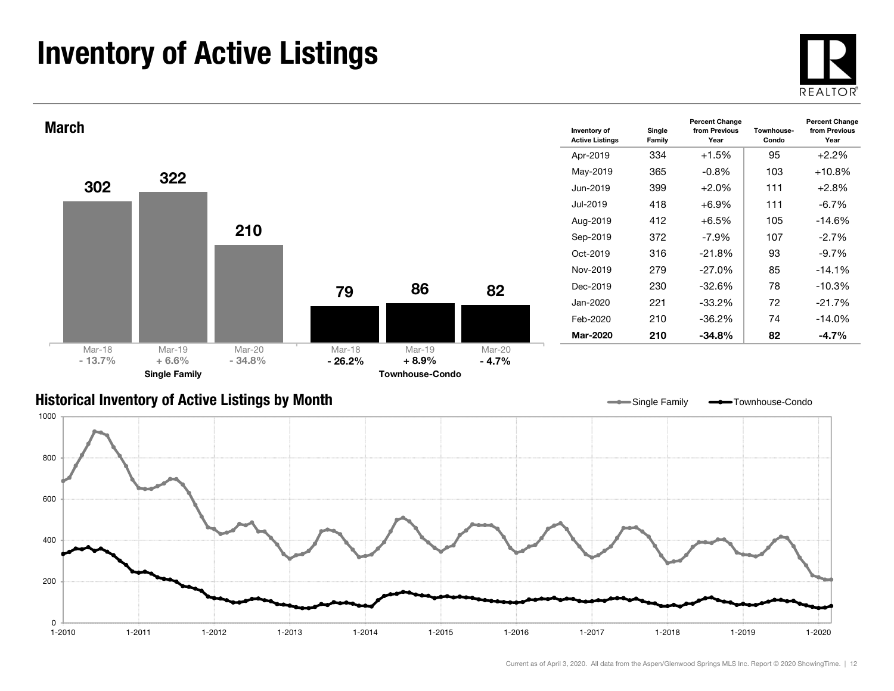# Inventory of Active Listings

## March

| | Mar-18 | Mar-19 | Mar-20 |
|---|---|---|---|
| Single Family | 302 | 322 | 210 |
| Percent Change | - 13.7% | + 6.6% | - 34.8% |
| Townhouse-Condo | 79 | 86 | 82 |
| Percent Change | - 26.2% | + 8.9% | - 4.7% |

| Inventory of Active Listings | Single Family | Percent Change from Previous Year | Townhouse-Condo | Percent Change from Previous Year |
|---|---|---|---|---|
| Apr-2019 | 334 | +1.5% | 95 | +2.2% |
| May-2019 | 365 | -0.8% | 103 | +10.8% |
| Jun-2019 | 399 | +2.0% | 111 | +2.8% |
| Jul-2019 | 418 | +6.9% | 111 | -6.7% |
| Aug-2019 | 412 | +6.5% | 105 | -14.6% |
| Sep-2019 | 372 | -7.9% | 107 | -2.7% |
| Oct-2019 | 316 | -21.8% | 93 | -9.7% |
| Nov-2019 | 279 | -27.0% | 85 | -14.1% |
| Dec-2019 | 230 | -32.6% | 78 | -10.3% |
| Jan-2020 | 221 | -33.2% | 72 | -21.7% |
| Feb-2020 | 210 | -36.2% | 74 | -14.0% |
| **Mar-2020** | **210** | **-34.8%** | **82** | **-4.7%** |

## Historical Inventory of Active Listings by Month

Current as of April 3, 2020. All data from the Aspen/Glenwood Springs MLS Inc. Report © 2020 ShowingTime.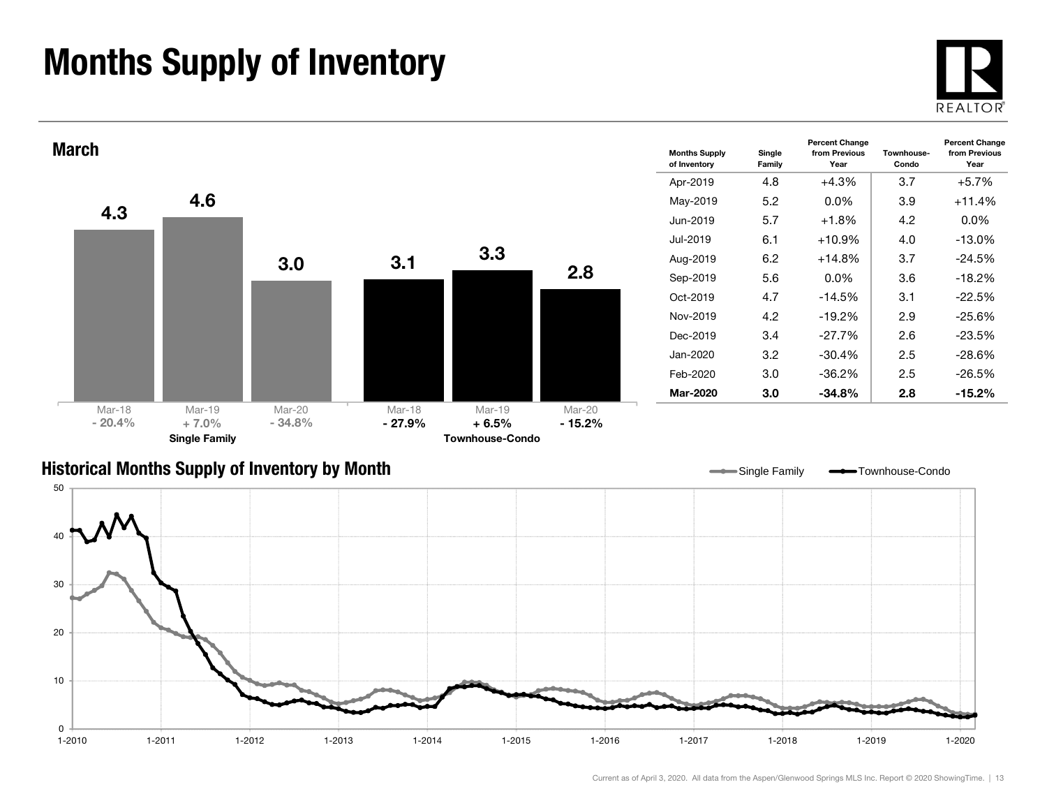# Months Supply of Inventory

## March

| | Mar-18 | Mar-19 | Mar-20 |
|---|---|---|---|
| Single Family | 4.3 | 4.6 | 3.0 |
| | - 20.4% | + 7.0% | - 34.8% |
| Townhouse-Condo | 3.1 | 3.3 | 2.8 |
| | - 27.9% | + 6.5% | - 15.2% |

| Months Supply of Inventory | Single Family | Percent Change from Previous Year | Townhouse-Condo | Percent Change from Previous Year |
|---|---|---|---|---|
| Apr-2019 | 4.8 | +4.3% | 3.7 | +5.7% |
| May-2019 | 5.2 | 0.0% | 3.9 | +11.4% |
| Jun-2019 | 5.7 | +1.8% | 4.2 | 0.0% |
| Jul-2019 | 6.1 | +10.9% | 4.0 | -13.0% |
| Aug-2019 | 6.2 | +14.8% | 3.7 | -24.5% |
| Sep-2019 | 5.6 | 0.0% | 3.6 | -18.2% |
| Oct-2019 | 4.7 | -14.5% | 3.1 | -22.5% |
| Nov-2019 | 4.2 | -19.2% | 2.9 | -25.6% |
| Dec-2019 | 3.4 | -27.7% | 2.6 | -23.5% |
| Jan-2020 | 3.2 | -30.4% | 2.5 | -28.6% |
| Feb-2020 | 3.0 | -36.2% | 2.5 | -26.5% |
| **Mar-2020** | **3.0** | **-34.8%** | **2.8** | **-15.2%** |

## Historical Months Supply of Inventory by Month

Single Family / Townhouse-Condo

Current as of April 3, 2020. All data from the Aspen/Glenwood Springs MLS Inc. Report © 2020 ShowingTime.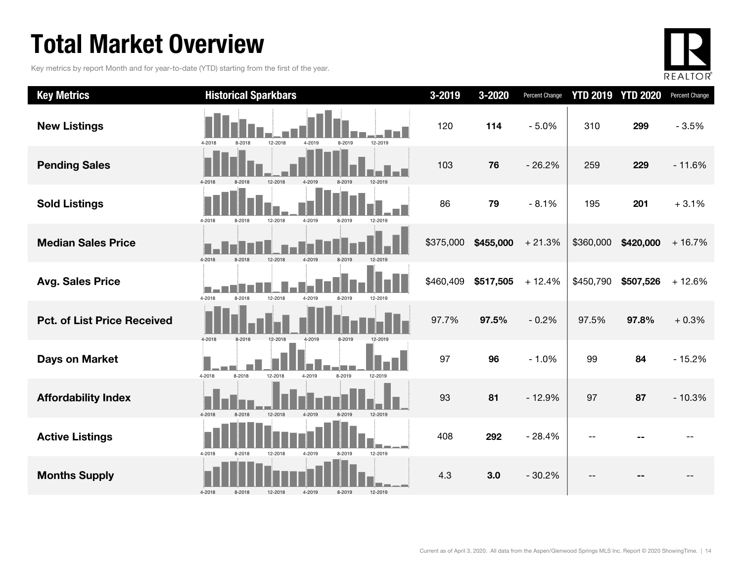# Total Market Overview

Key metrics by report Month and for year-to-date (YTD) starting from the first of the year.

| Key Metrics | Historical Sparkbars | 3-2019 | 3-2020 | Percent Change | YTD 2019 | YTD 2020 | Percent Change |
|---|---|---|---|---|---|---|---|
| New Listings | 4-2018 8-2018 12-2018 4-2019 8-2019 12-2019 | 120 | **114** | - 5.0% | 310 | **299** | - 3.5% |
| Pending Sales | 4-2018 8-2018 12-2018 4-2019 8-2019 12-2019 | 103 | **76** | - 26.2% | 259 | **229** | - 11.6% |
| Sold Listings | 4-2018 8-2018 12-2018 4-2019 8-2019 12-2019 | 86 | **79** | - 8.1% | 195 | **201** | + 3.1% |
| Median Sales Price | 4-2018 8-2018 12-2018 4-2019 8-2019 12-2019 | $375,000 | **$455,000** | + 21.3% | $360,000 | **$420,000** | + 16.7% |
| Avg. Sales Price | 4-2018 8-2018 12-2018 4-2019 8-2019 12-2019 | $460,409 | **$517,505** | + 12.4% | $450,790 | **$507,526** | + 12.6% |
| Pct. of List Price Received | 4-2018 8-2018 12-2018 4-2019 8-2019 12-2019 | 97.7% | **97.5%** | - 0.2% | 97.5% | **97.8%** | + 0.3% |
| Days on Market | 4-2018 8-2018 12-2018 4-2019 8-2019 12-2019 | 97 | **96** | - 1.0% | 99 | **84** | - 15.2% |
| Affordability Index | 4-2018 8-2018 12-2018 4-2019 8-2019 12-2019 | 93 | **81** | - 12.9% | 97 | **87** | - 10.3% |
| Active Listings | 4-2018 8-2018 12-2018 4-2019 8-2019 12-2019 | 408 | **292** | - 28.4% | -- | **--** | -- |
| Months Supply | 4-2018 8-2018 12-2018 4-2019 8-2019 12-2019 | 4.3 | **3.0** | - 30.2% | -- | **--** | -- |

Current as of April 3, 2020. All data from the Aspen/Glenwood Springs MLS Inc. Report © 2020 ShowingTime.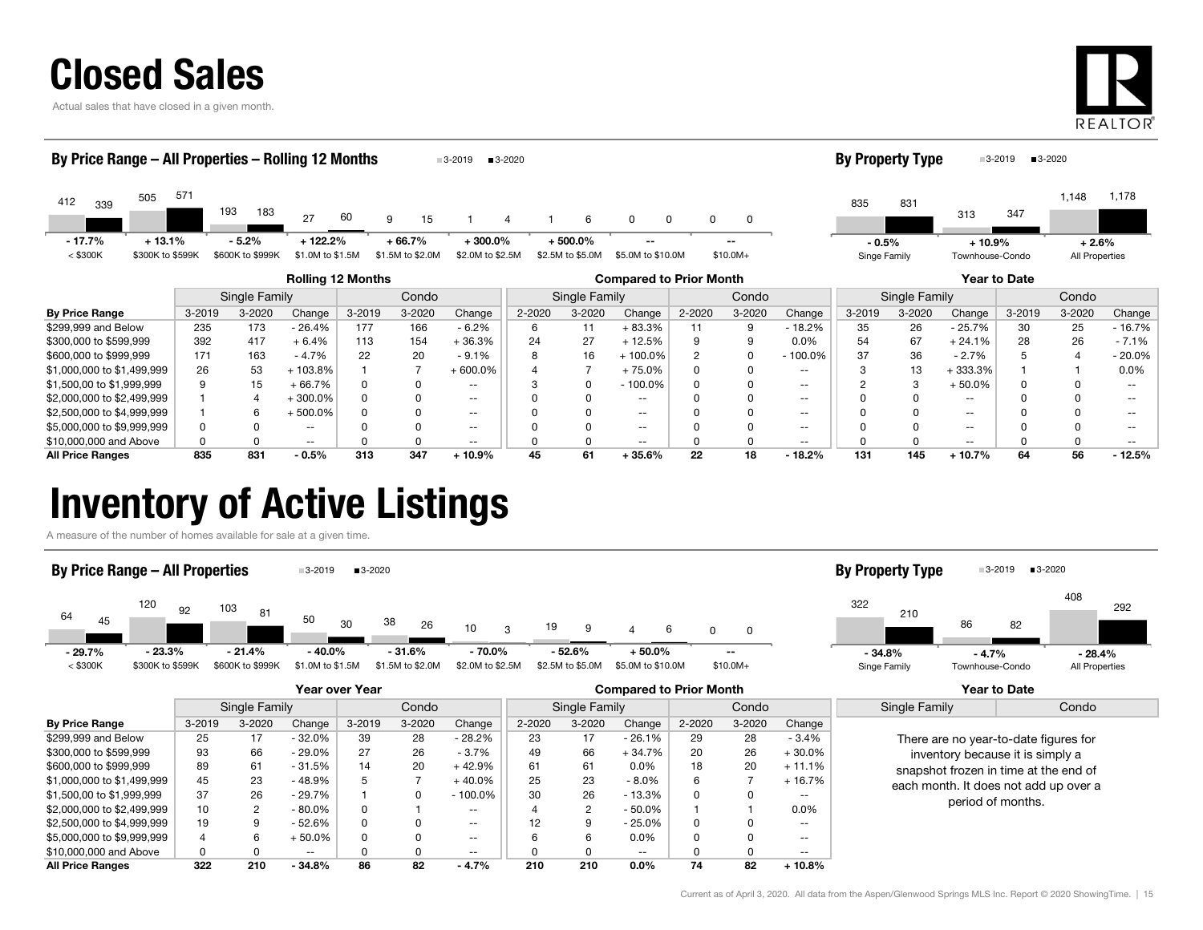# Closed Sales

Actual sales that have closed in a given month.

## By Price Range – All Properties – Rolling 12 Months

3-2019 / 3-2020

| | < $300K | $300K to $599K | $600K to $999K | $1.0M to $1.5M | $1.5M to $2.0M | $2.0M to $2.5M | $2.5M to $5.0M | $5.0M to $10.0M | $10.0M+ |
|---|---|---|---|---|---|---|---|---|---|
| 3-2019 | 412 | 505 | 193 | 27 | 9 | 1 | 1 | 0 | 0 |
| 3-2020 | 339 | 571 | 183 | 60 | 15 | 4 | 6 | 0 | 0 |
| Change | - 17.7% | + 13.1% | - 5.2% | + 122.2% | + 66.7% | + 300.0% | + 500.0% | -- | -- |

## By Property Type

3-2019 / 3-2020

| | Singe Family | Townhouse-Condo | All Properties |
|---|---|---|---|
| 3-2019 | 835 | 313 | 1,148 |
| 3-2020 | 831 | 347 | 1,178 |
| Change | - 0.5% | + 10.9% | + 2.6% |

| | Rolling 12 Months | | | | | | Compared to Prior Month | | | | | | Year to Date | | | | | |
|---|---|---|---|---|---|---|---|---|---|---|---|---|---|---|---|---|---|---|
| | Single Family | | | Condo | | | Single Family | | | Condo | | | Single Family | | | Condo | | |
| **By Price Range** | 3-2019 | 3-2020 | Change | 3-2019 | 3-2020 | Change | 2-2020 | 3-2020 | Change | 2-2020 | 3-2020 | Change | 3-2019 | 3-2020 | Change | 3-2019 | 3-2020 | Change |
| $299,999 and Below | 235 | 173 | - 26.4% | 177 | 166 | - 6.2% | 6 | 11 | + 83.3% | 11 | 9 | - 18.2% | 35 | 26 | - 25.7% | 30 | 25 | - 16.7% |
| $300,000 to $599,999 | 392 | 417 | + 6.4% | 113 | 154 | + 36.3% | 24 | 27 | + 12.5% | 9 | 9 | 0.0% | 54 | 67 | + 24.1% | 28 | 26 | - 7.1% |
| $600,000 to $999,999 | 171 | 163 | - 4.7% | 22 | 20 | - 9.1% | 8 | 16 | + 100.0% | 2 | 0 | - 100.0% | 37 | 36 | - 2.7% | 5 | 4 | - 20.0% |
| $1,000,000 to $1,499,999 | 26 | 53 | + 103.8% | 1 | 7 | + 600.0% | 4 | 7 | + 75.0% | 0 | 0 | -- | 3 | 13 | + 333.3% | 1 | 1 | 0.0% |
| $1,500,00 to $1,999,999 | 9 | 15 | + 66.7% | 0 | 0 | -- | 3 | 0 | - 100.0% | 0 | 0 | -- | 2 | 3 | + 50.0% | 0 | 0 | -- |
| $2,000,000 to $2,499,999 | 1 | 4 | + 300.0% | 0 | 0 | -- | 0 | 0 | -- | 0 | 0 | -- | 0 | 0 | -- | 0 | 0 | -- |
| $2,500,000 to $4,999,999 | 1 | 6 | + 500.0% | 0 | 0 | -- | 0 | 0 | -- | 0 | 0 | -- | 0 | 0 | -- | 0 | 0 | -- |
| $5,000,000 to $9,999,999 | 0 | 0 | -- | 0 | 0 | -- | 0 | 0 | -- | 0 | 0 | -- | 0 | 0 | -- | 0 | 0 | -- |
| $10,000,000 and Above | 0 | 0 | -- | 0 | 0 | -- | 0 | 0 | -- | 0 | 0 | -- | 0 | 0 | -- | 0 | 0 | -- |
| **All Price Ranges** | **835** | **831** | **- 0.5%** | **313** | **347** | **+ 10.9%** | **45** | **61** | **+ 35.6%** | **22** | **18** | **- 18.2%** | **131** | **145** | **+ 10.7%** | **64** | **56** | **- 12.5%** |

# Inventory of Active Listings

A measure of the number of homes available for sale at a given time.

## By Price Range – All Properties

3-2019 / 3-2020

| | < $300K | $300K to $599K | $600K to $999K | $1.0M to $1.5M | $1.5M to $2.0M | $2.0M to $2.5M | $2.5M to $5.0M | $5.0M to $10.0M | $10.0M+ |
|---|---|---|---|---|---|---|---|---|---|
| 3-2019 | 64 | 120 | 103 | 50 | 38 | 10 | 19 | 4 | 0 |
| 3-2020 | 45 | 92 | 81 | 30 | 26 | 3 | 9 | 6 | 0 |
| Change | - 29.7% | - 23.3% | - 21.4% | - 40.0% | - 31.6% | - 70.0% | - 52.6% | + 50.0% | -- |

## By Property Type

3-2019 / 3-2020

| | Single Family | Townhouse-Condo | All Properties |
|---|---|---|---|
| 3-2019 | 322 | 86 | 408 |
| 3-2020 | 210 | 82 | 292 |
| Change | - 34.8% | - 4.7% | - 28.4% |

| | Year over Year | | | | | | Compared to Prior Month | | | | | |
|---|---|---|---|---|---|---|---|---|---|---|---|---|
| | Single Family | | | Condo | | | Single Family | | | Condo | | |
| **By Price Range** | 3-2019 | 3-2020 | Change | 3-2019 | 3-2020 | Change | 2-2020 | 3-2020 | Change | 2-2020 | 3-2020 | Change |
| $299,999 and Below | 25 | 17 | - 32.0% | 39 | 28 | - 28.2% | 23 | 17 | - 26.1% | 29 | 28 | - 3.4% |
| $300,000 to $599,999 | 93 | 66 | - 29.0% | 27 | 26 | - 3.7% | 49 | 66 | + 34.7% | 20 | 26 | + 30.0% |
| $600,000 to $999,999 | 89 | 61 | - 31.5% | 14 | 20 | + 42.9% | 61 | 61 | 0.0% | 18 | 20 | + 11.1% |
| $1,000,000 to $1,499,999 | 45 | 23 | - 48.9% | 5 | 7 | + 40.0% | 25 | 23 | - 8.0% | 6 | 7 | + 16.7% |
| $1,500,00 to $1,999,999 | 37 | 26 | - 29.7% | 1 | 0 | - 100.0% | 30 | 26 | - 13.3% | 0 | 0 | -- |
| $2,000,000 to $2,499,999 | 10 | 2 | - 80.0% | 0 | 1 | -- | 4 | 2 | - 50.0% | 1 | 1 | 0.0% |
| $2,500,000 to $4,999,999 | 19 | 9 | - 52.6% | 0 | 0 | -- | 12 | 9 | - 25.0% | 0 | 0 | -- |
| $5,000,000 to $9,999,999 | 4 | 6 | + 50.0% | 0 | 0 | -- | 6 | 6 | 0.0% | 0 | 0 | -- |
| $10,000,000 and Above | 0 | 0 | -- | 0 | 0 | -- | 0 | 0 | -- | 0 | 0 | -- |
| **All Price Ranges** | **322** | **210** | **- 34.8%** | **86** | **82** | **- 4.7%** | **210** | **210** | **0.0%** | **74** | **82** | **+ 10.8%** |

### Year to Date

| Single Family | Condo |
|---|---|

There are no year-to-date figures for inventory because it is simply a snapshot frozen in time at the end of each month. It does not add up over a period of months.

Current as of April 3, 2020. All data from the Aspen/Glenwood Springs MLS Inc. Report © 2020 ShowingTime.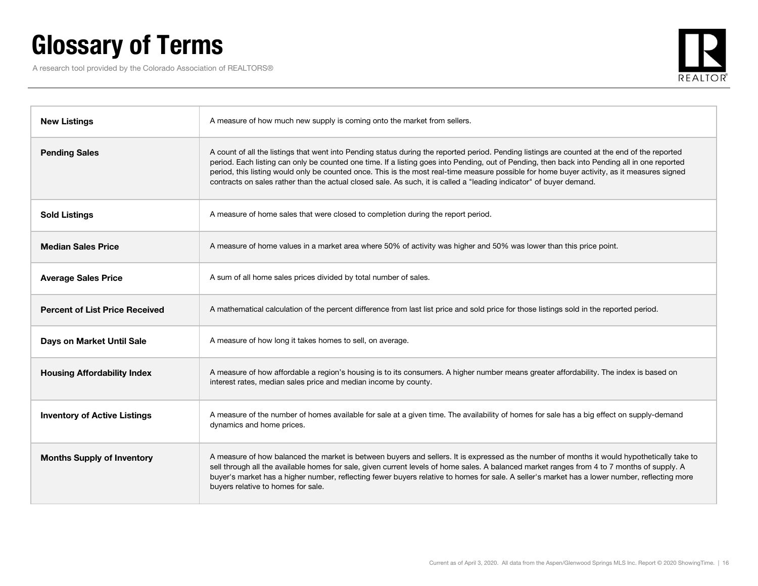# Glossary of Terms

A research tool provided by the Colorado Association of REALTORS®

| | |
|---|---|
| **New Listings** | A measure of how much new supply is coming onto the market from sellers. |
| **Pending Sales** | A count of all the listings that went into Pending status during the reported period. Pending listings are counted at the end of the reported period. Each listing can only be counted one time. If a listing goes into Pending, out of Pending, then back into Pending all in one reported period, this listing would only be counted once. This is the most real-time measure possible for home buyer activity, as it measures signed contracts on sales rather than the actual closed sale. As such, it is called a "leading indicator" of buyer demand. |
| **Sold Listings** | A measure of home sales that were closed to completion during the report period. |
| **Median Sales Price** | A measure of home values in a market area where 50% of activity was higher and 50% was lower than this price point. |
| **Average Sales Price** | A sum of all home sales prices divided by total number of sales. |
| **Percent of List Price Received** | A mathematical calculation of the percent difference from last list price and sold price for those listings sold in the reported period. |
| **Days on Market Until Sale** | A measure of how long it takes homes to sell, on average. |
| **Housing Affordability Index** | A measure of how affordable a region's housing is to its consumers. A higher number means greater affordability. The index is based on interest rates, median sales price and median income by county. |
| **Inventory of Active Listings** | A measure of the number of homes available for sale at a given time. The availability of homes for sale has a big effect on supply-demand dynamics and home prices. |
| **Months Supply of Inventory** | A measure of how balanced the market is between buyers and sellers. It is expressed as the number of months it would hypothetically take to sell through all the available homes for sale, given current levels of home sales. A balanced market ranges from 4 to 7 months of supply. A buyer's market has a higher number, reflecting fewer buyers relative to homes for sale. A seller's market has a lower number, reflecting more buyers relative to homes for sale. |

Current as of April 3, 2020. All data from the Aspen/Glenwood Springs MLS Inc. Report © 2020 ShowingTime.